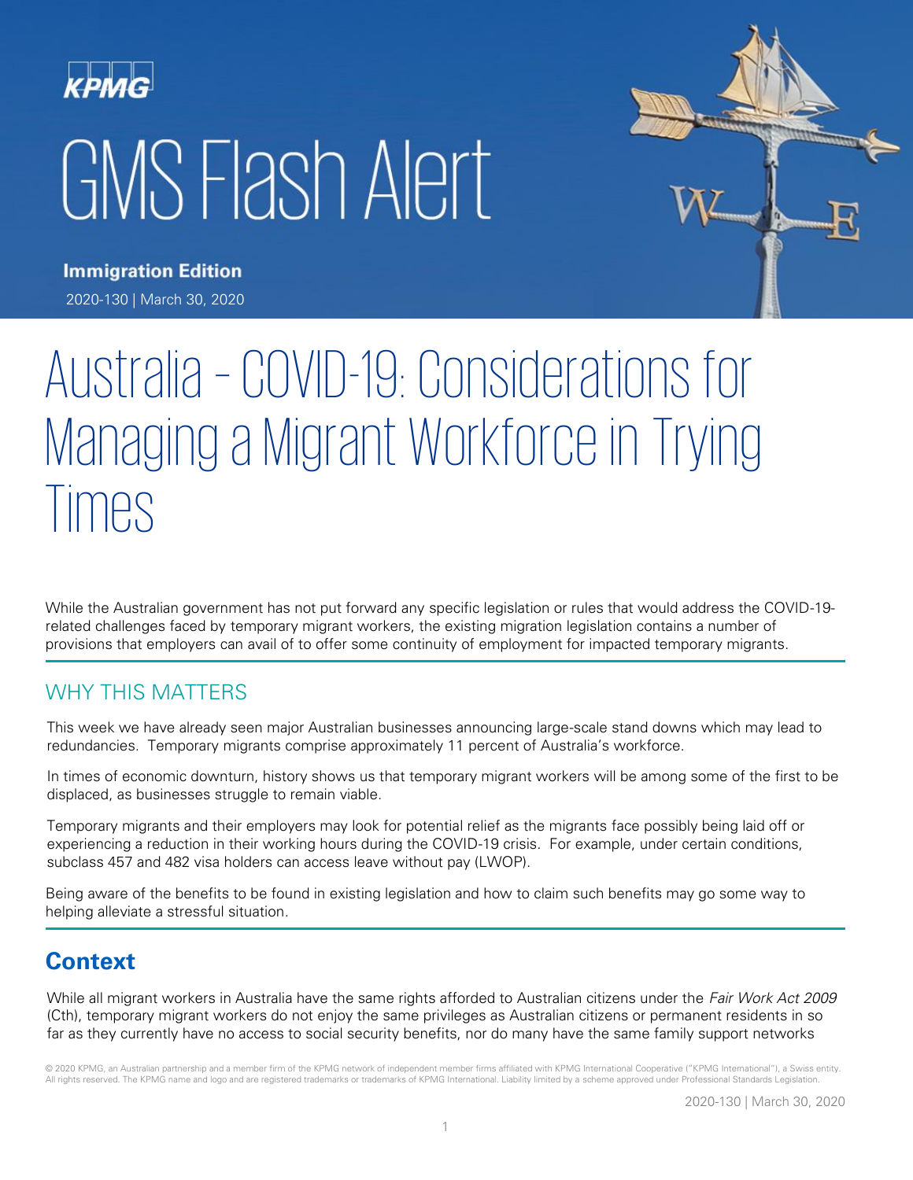KPMG

# GMS Flash Alert

**Immigration Edition**

2020-130 | March 30, 2020

# Australia – COVID-19: Considerations for Managing a Migrant Workforce in Trying Times

While the Australian government has not put forward any specific legislation or rules that would address the COVID-19-related challenges faced by temporary migrant workers, the existing migration legislation contains a number of provisions that employers can avail of to offer some continuity of employment for impacted temporary migrants.

## WHY THIS MATTERS

This week we have already seen major Australian businesses announcing large-scale stand downs which may lead to redundancies. Temporary migrants comprise approximately 11 percent of Australia's workforce.

In times of economic downturn, history shows us that temporary migrant workers will be among some of the first to be displaced, as businesses struggle to remain viable.

Temporary migrants and their employers may look for potential relief as the migrants face possibly being laid off or experiencing a reduction in their working hours during the COVID-19 crisis. For example, under certain conditions, subclass 457 and 482 visa holders can access leave without pay (LWOP).

Being aware of the benefits to be found in existing legislation and how to claim such benefits may go some way to helping alleviate a stressful situation.

## Context

While all migrant workers in Australia have the same rights afforded to Australian citizens under the *Fair Work Act 2009* (Cth), temporary migrant workers do not enjoy the same privileges as Australian citizens or permanent residents in so far as they currently have no access to social security benefits, nor do many have the same family support networks

© 2020 KPMG, an Australian partnership and a member firm of the KPMG network of independent member firms affiliated with KPMG International Cooperative ("KPMG International"), a Swiss entity. All rights reserved. The KPMG name and logo and are registered trademarks or trademarks of KPMG International. Liability limited by a scheme approved under Professional Standards Legislation.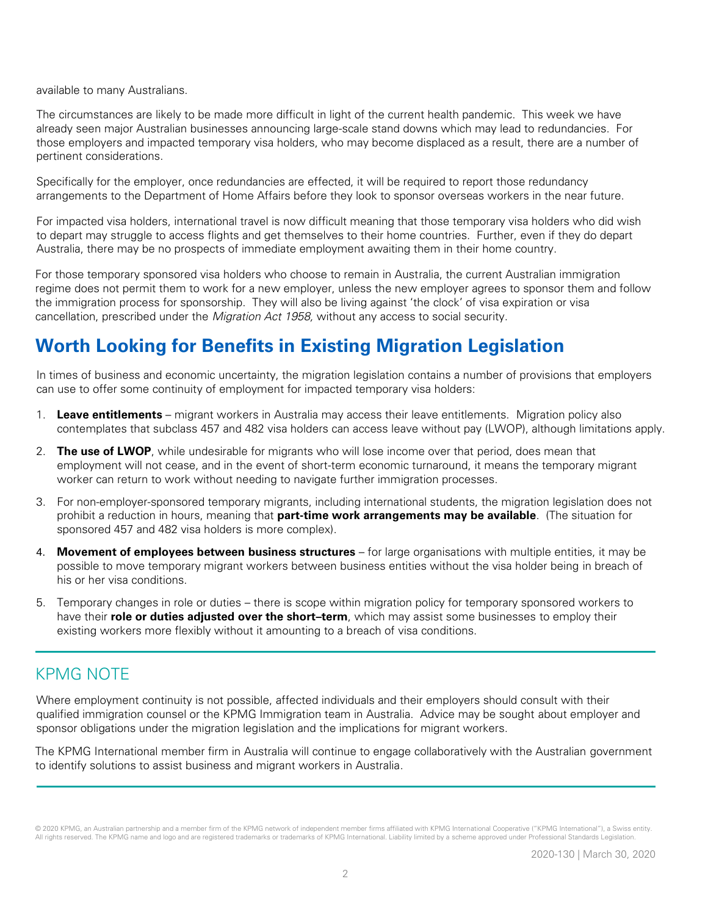available to many Australians.

The circumstances are likely to be made more difficult in light of the current health pandemic. This week we have already seen major Australian businesses announcing large-scale stand downs which may lead to redundancies. For those employers and impacted temporary visa holders, who may become displaced as a result, there are a number of pertinent considerations.

Specifically for the employer, once redundancies are effected, it will be required to report those redundancy arrangements to the Department of Home Affairs before they look to sponsor overseas workers in the near future.

For impacted visa holders, international travel is now difficult meaning that those temporary visa holders who did wish to depart may struggle to access flights and get themselves to their home countries. Further, even if they do depart Australia, there may be no prospects of immediate employment awaiting them in their home country.

For those temporary sponsored visa holders who choose to remain in Australia, the current Australian immigration regime does not permit them to work for a new employer, unless the new employer agrees to sponsor them and follow the immigration process for sponsorship. They will also be living against 'the clock' of visa expiration or visa cancellation, prescribed under the *Migration Act 1958,* without any access to social security.

## Worth Looking for Benefits in Existing Migration Legislation

In times of business and economic uncertainty, the migration legislation contains a number of provisions that employers can use to offer some continuity of employment for impacted temporary visa holders:

1. **Leave entitlements** – migrant workers in Australia may access their leave entitlements. Migration policy also contemplates that subclass 457 and 482 visa holders can access leave without pay (LWOP), although limitations apply.
2. **The use of LWOP**, while undesirable for migrants who will lose income over that period, does mean that employment will not cease, and in the event of short-term economic turnaround, it means the temporary migrant worker can return to work without needing to navigate further immigration processes.
3. For non-employer-sponsored temporary migrants, including international students, the migration legislation does not prohibit a reduction in hours, meaning that **part-time work arrangements may be available**. (The situation for sponsored 457 and 482 visa holders is more complex).
4. **Movement of employees between business structures** – for large organisations with multiple entities, it may be possible to move temporary migrant workers between business entities without the visa holder being in breach of his or her visa conditions.
5. Temporary changes in role or duties – there is scope within migration policy for temporary sponsored workers to have their **role or duties adjusted over the short–term**, which may assist some businesses to employ their existing workers more flexibly without it amounting to a breach of visa conditions.

## KPMG NOTE

Where employment continuity is not possible, affected individuals and their employers should consult with their qualified immigration counsel or the KPMG Immigration team in Australia. Advice may be sought about employer and sponsor obligations under the migration legislation and the implications for migrant workers.

The KPMG International member firm in Australia will continue to engage collaboratively with the Australian government to identify solutions to assist business and migrant workers in Australia.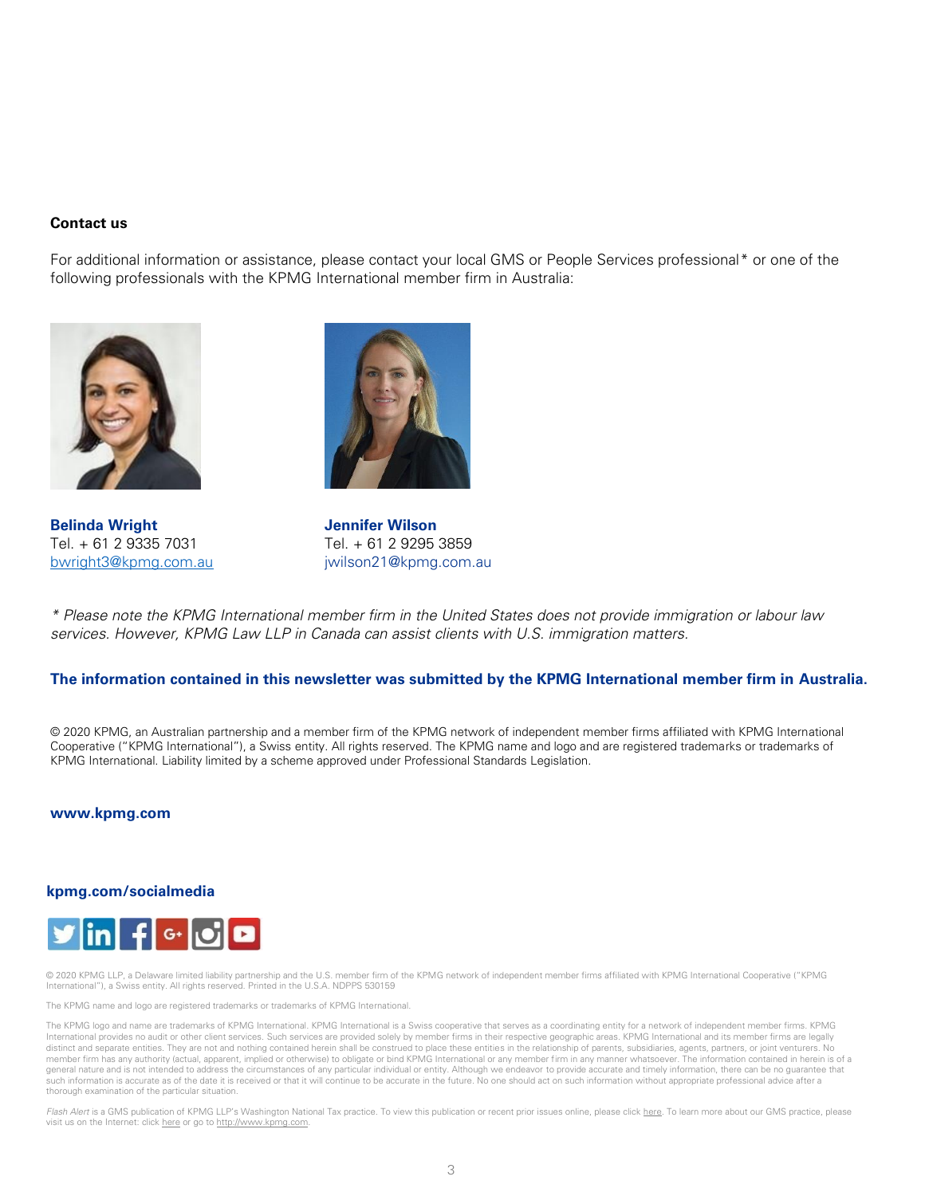**Contact us**

For additional information or assistance, please contact your local GMS or People Services professional* or one of the following professionals with the KPMG International member firm in Australia:

**Belinda Wright**
Tel. + 61 2 9335 7031
bwright3@kpmg.com.au

**Jennifer Wilson**
Tel. + 61 2 9295 3859
jwilson21@kpmg.com.au

*\* Please note the KPMG International member firm in the United States does not provide immigration or labour law services. However, KPMG Law LLP in Canada can assist clients with U.S. immigration matters.*

**The information contained in this newsletter was submitted by the KPMG International member firm in Australia.**

© 2020 KPMG, an Australian partnership and a member firm of the KPMG network of independent member firms affiliated with KPMG International Cooperative ("KPMG International"), a Swiss entity. All rights reserved. The KPMG name and logo and are registered trademarks or trademarks of KPMG International. Liability limited by a scheme approved under Professional Standards Legislation.

**www.kpmg.com**

**kpmg.com/socialmedia**

© 2020 KPMG LLP, a Delaware limited liability partnership and the U.S. member firm of the KPMG network of independent member firms affiliated with KPMG International Cooperative ("KPMG International"), a Swiss entity. All rights reserved. Printed in the U.S.A. NDPPS 530159

The KPMG name and logo are registered trademarks or trademarks of KPMG International.

The KPMG logo and name are trademarks of KPMG International. KPMG International is a Swiss cooperative that serves as a coordinating entity for a network of independent member firms. KPMG International provides no audit or other client services. Such services are provided solely by member firms in their respective geographic areas. KPMG International and its member firms are legally distinct and separate entities. They are not and nothing contained herein shall be construed to place these entities in the relationship of parents, subsidiaries, agents, partners, or joint venturers. No member firm has any authority (actual, apparent, implied or otherwise) to obligate or bind KPMG International or any member firm in any manner whatsoever. The information contained in herein is of a general nature and is not intended to address the circumstances of any particular individual or entity. Although we endeavor to provide accurate and timely information, there can be no guarantee that such information is accurate as of the date it is received or that it will continue to be accurate in the future. No one should act on such information without appropriate professional advice after a thorough examination of the particular situation.

*Flash Alert* is a GMS publication of KPMG LLP's Washington National Tax practice. To view this publication or recent prior issues online, please click here. To learn more about our GMS practice, please visit us on the Internet: click here or go to http://www.kpmg.com.